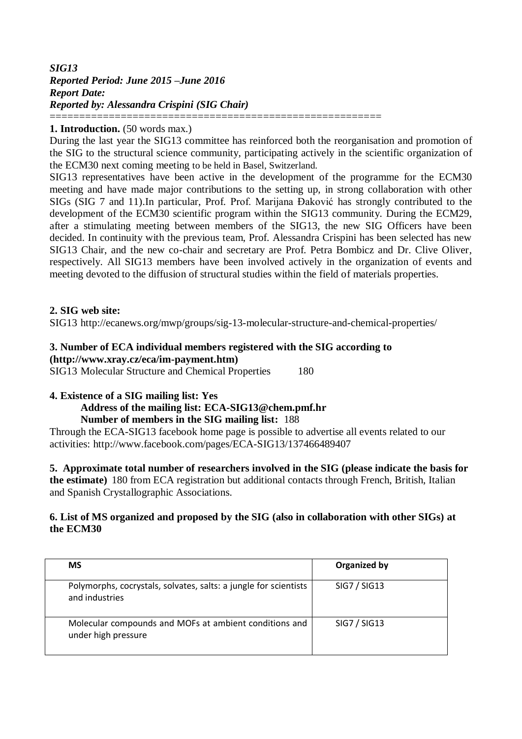***SIG13***
***Reported Period: June 2015 –June 2016***
***Report Date:***
***Reported by: Alessandra Crispini (SIG Chair)***

=======================================================

**1. Introduction.** (50 words max.)

During the last year the SIG13 committee has reinforced both the reorganisation and promotion of the SIG to the structural science community, participating actively in the scientific organization of the ECM30 next coming meeting to be held in Basel, Switzerland.

SIG13 representatives have been active in the development of the programme for the ECM30 meeting and have made major contributions to the setting up, in strong collaboration with other SIGs (SIG 7 and 11).In particular, Prof. Prof. Marijana Đaković has strongly contributed to the development of the ECM30 scientific program within the SIG13 community. During the ECM29, after a stimulating meeting between members of the SIG13, the new SIG Officers have been decided. In continuity with the previous team, Prof. Alessandra Crispini has been selected has new SIG13 Chair, and the new co-chair and secretary are Prof. Petra Bombicz and Dr. Clive Oliver, respectively. All SIG13 members have been involved actively in the organization of events and meeting devoted to the diffusion of structural studies within the field of materials properties.

**2. SIG web site:**

SIG13 http://ecanews.org/mwp/groups/sig-13-molecular-structure-and-chemical-properties/

**3. Number of ECA individual members registered with the SIG according to (http://www.xray.cz/eca/im-payment.htm)**

SIG13 Molecular Structure and Chemical Properties 180

**4. Existence of a SIG mailing list: Yes**

**Address of the mailing list: ECA-SIG13@chem.pmf.hr**

**Number of members in the SIG mailing list:** 188

Through the ECA-SIG13 facebook home page is possible to advertise all events related to our activities: http://www.facebook.com/pages/ECA-SIG13/137466489407

**5. Approximate total number of researchers involved in the SIG (please indicate the basis for the estimate)** 180 from ECA registration but additional contacts through French, British, Italian and Spanish Crystallographic Associations.

**6. List of MS organized and proposed by the SIG (also in collaboration with other SIGs) at the ECM30**

| MS | Organized by |
|---|---|
| Polymorphs, cocrystals, solvates, salts: a jungle for scientists and industries | SIG7 / SIG13 |
| Molecular compounds and MOFs at ambient conditions and under high pressure | SIG7 / SIG13 |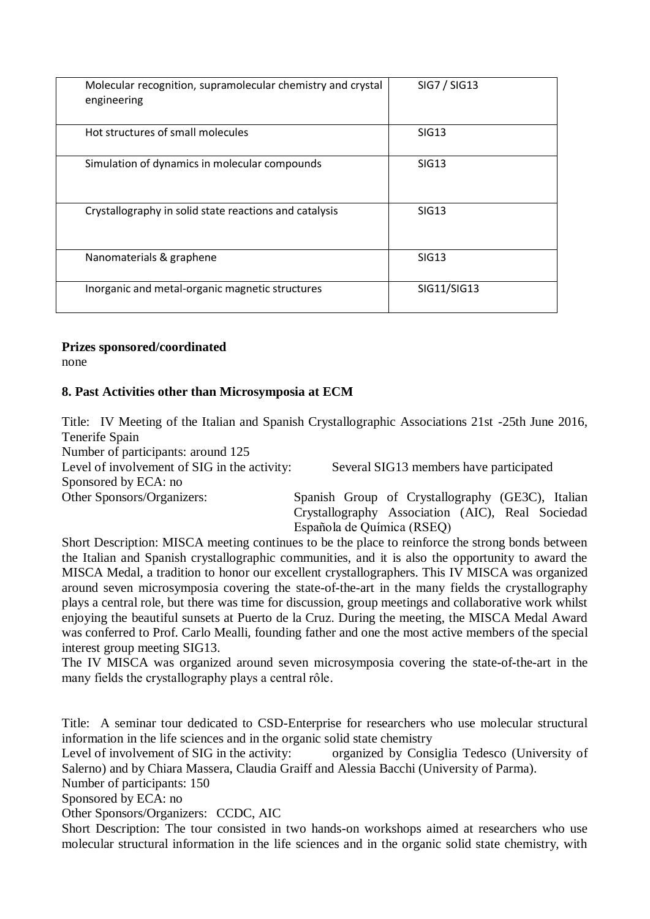| Molecular recognition, supramolecular chemistry and crystal engineering | SIG7 / SIG13 |
|---|---|
| Hot structures of small molecules | SIG13 |
| Simulation of dynamics in molecular compounds | SIG13 |
| Crystallography in solid state reactions and catalysis | SIG13 |
| Nanomaterials & graphene | SIG13 |
| Inorganic and metal-organic magnetic structures | SIG11/SIG13 |

**Prizes sponsored/coordinated**
none

**8. Past Activities other than Microsymposia at ECM**

Title: IV Meeting of the Italian and Spanish Crystallographic Associations 21st -25th June 2016, Tenerife Spain
Number of participants: around 125
Level of involvement of SIG in the activity: Several SIG13 members have participated
Sponsored by ECA: no
Other Sponsors/Organizers: Spanish Group of Crystallography (GE3C), Italian Crystallography Association (AIC), Real Sociedad Española de Química (RSEQ)
Short Description: MISCA meeting continues to be the place to reinforce the strong bonds between the Italian and Spanish crystallographic communities, and it is also the opportunity to award the MISCA Medal, a tradition to honor our excellent crystallographers. This IV MISCA was organized around seven microsymposia covering the state-of-the-art in the many fields the crystallography plays a central role, but there was time for discussion, group meetings and collaborative work whilst enjoying the beautiful sunsets at Puerto de la Cruz. During the meeting, the MISCA Medal Award was conferred to Prof. Carlo Mealli, founding father and one the most active members of the special interest group meeting SIG13.
The IV MISCA was organized around seven microsymposia covering the state-of-the-art in the many fields the crystallography plays a central rôle.

Title: A seminar tour dedicated to CSD-Enterprise for researchers who use molecular structural information in the life sciences and in the organic solid state chemistry
Level of involvement of SIG in the activity: organized by Consiglia Tedesco (University of Salerno) and by Chiara Massera, Claudia Graiff and Alessia Bacchi (University of Parma).
Number of participants: 150
Sponsored by ECA: no
Other Sponsors/Organizers: CCDC, AIC
Short Description: The tour consisted in two hands-on workshops aimed at researchers who use molecular structural information in the life sciences and in the organic solid state chemistry, with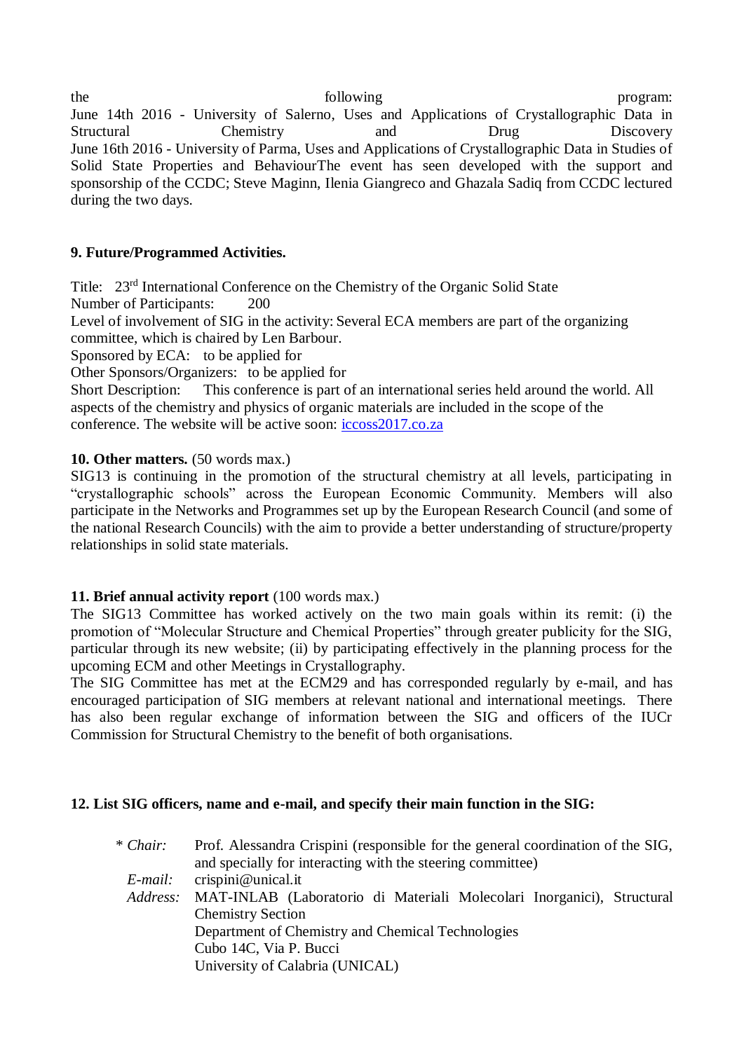the following program:
June 14th 2016 - University of Salerno, Uses and Applications of Crystallographic Data in Structural Chemistry and Drug Discovery
June 16th 2016 - University of Parma, Uses and Applications of Crystallographic Data in Studies of Solid State Properties and BehaviourThe event has seen developed with the support and sponsorship of the CCDC; Steve Maginn, Ilenia Giangreco and Ghazala Sadiq from CCDC lectured during the two days.

**9. Future/Programmed Activities.**

Title: 23rd International Conference on the Chemistry of the Organic Solid State
Number of Participants: 200
Level of involvement of SIG in the activity: Several ECA members are part of the organizing committee, which is chaired by Len Barbour.
Sponsored by ECA: to be applied for
Other Sponsors/Organizers: to be applied for
Short Description: This conference is part of an international series held around the world. All aspects of the chemistry and physics of organic materials are included in the scope of the conference. The website will be active soon: iccoss2017.co.za

**10. Other matters.** (50 words max.)
SIG13 is continuing in the promotion of the structural chemistry at all levels, participating in "crystallographic schools" across the European Economic Community. Members will also participate in the Networks and Programmes set up by the European Research Council (and some of the national Research Councils) with the aim to provide a better understanding of structure/property relationships in solid state materials.

**11. Brief annual activity report** (100 words max.)
The SIG13 Committee has worked actively on the two main goals within its remit: (i) the promotion of "Molecular Structure and Chemical Properties" through greater publicity for the SIG, particular through its new website; (ii) by participating effectively in the planning process for the upcoming ECM and other Meetings in Crystallography.
The SIG Committee has met at the ECM29 and has corresponded regularly by e-mail, and has encouraged participation of SIG members at relevant national and international meetings. There has also been regular exchange of information between the SIG and officers of the IUCr Commission for Structural Chemistry to the benefit of both organisations.

**12. List SIG officers, name and e-mail, and specify their main function in the SIG:**

\* *Chair:* Prof. Alessandra Crispini (responsible for the general coordination of the SIG, and specially for interacting with the steering committee)
*E-mail:* crispini@unical.it
*Address:* MAT-INLAB (Laboratorio di Materiali Molecolari Inorganici), Structural Chemistry Section
Department of Chemistry and Chemical Technologies
Cubo 14C, Via P. Bucci
University of Calabria (UNICAL)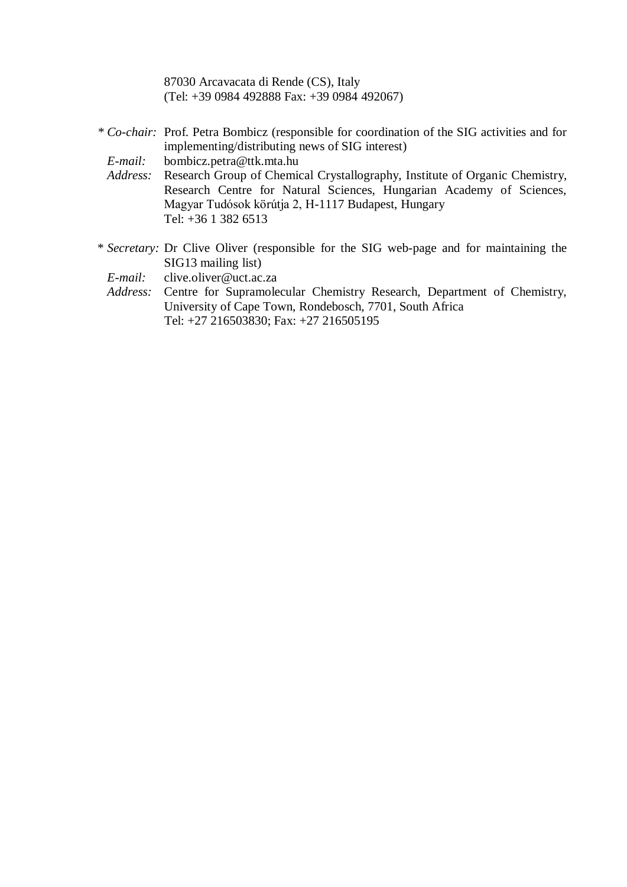87030 Arcavacata di Rende (CS), Italy
(Tel: +39 0984 492888 Fax: +39 0984 492067)

\* *Co-chair:* Prof. Petra Bombicz (responsible for coordination of the SIG activities and for implementing/distributing news of SIG interest)
*E-mail:* bombicz.petra@ttk.mta.hu
*Address:* Research Group of Chemical Crystallography, Institute of Organic Chemistry, Research Centre for Natural Sciences, Hungarian Academy of Sciences, Magyar Tudósok körútja 2, H-1117 Budapest, Hungary
Tel: +36 1 382 6513

\* *Secretary:* Dr Clive Oliver (responsible for the SIG web-page and for maintaining the SIG13 mailing list)
*E-mail:* clive.oliver@uct.ac.za
*Address:* Centre for Supramolecular Chemistry Research, Department of Chemistry, University of Cape Town, Rondebosch, 7701, South Africa
Tel: +27 216503830; Fax: +27 216505195